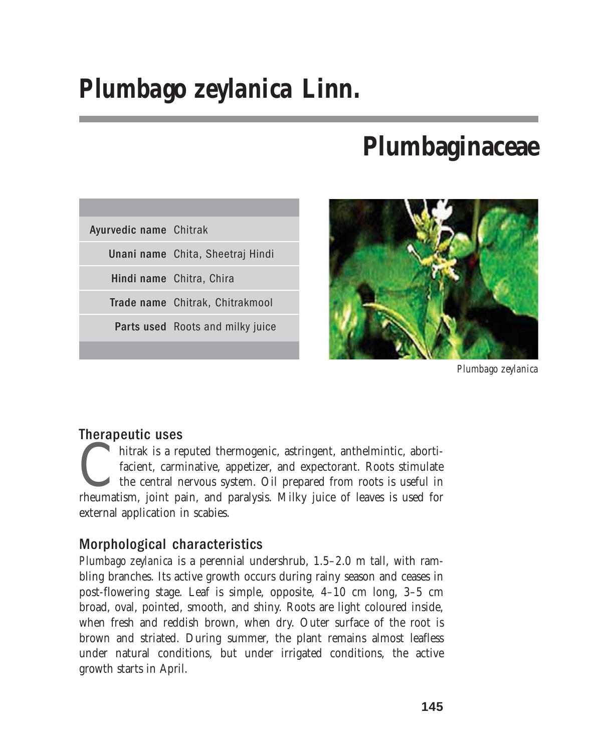# Plumbago zeylanica Linn.

## Plumbaginaceae

| | |
|---|---|
| **Ayurvedic name** | Chitrak |
| **Unani name** | Chita, Sheetraj Hindi |
| **Hindi name** | Chitra, Chira |
| **Trade name** | Chitrak, Chitrakmool |
| **Parts used** | Roots and milky juice |

*Plumbago zeylanica*

### Therapeutic uses

Chitrak is a reputed thermogenic, astringent, anthelmintic, abortifacient, carminative, appetizer, and expectorant. Roots stimulate the central nervous system. Oil prepared from roots is useful in rheumatism, joint pain, and paralysis. Milky juice of leaves is used for external application in scabies.

### Morphological characteristics

*Plumbago zeylanica* is a perennial undershrub, 1.5–2.0 m tall, with rambling branches. Its active growth occurs during rainy season and ceases in post-flowering stage. Leaf is simple, opposite, 4–10 cm long, 3–5 cm broad, oval, pointed, smooth, and shiny. Roots are light coloured inside, when fresh and reddish brown, when dry. Outer surface of the root is brown and striated. During summer, the plant remains almost leafless under natural conditions, but under irrigated conditions, the active growth starts in April.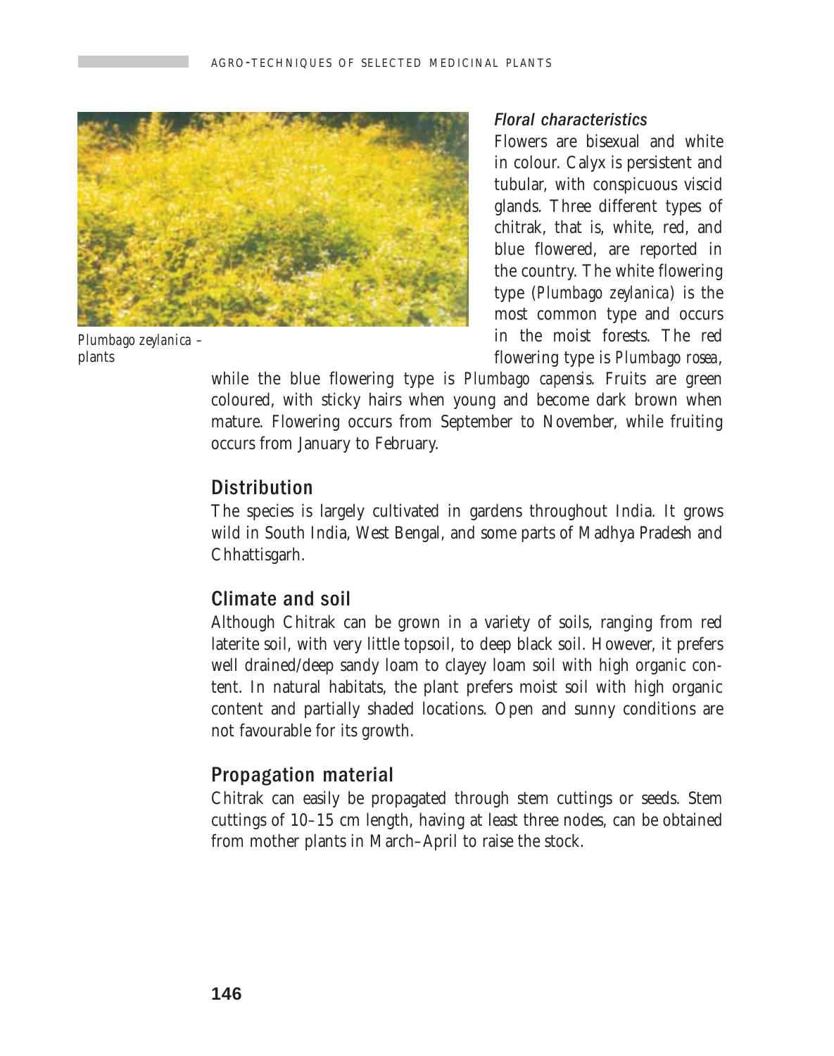*Plumbago zeylanica* – plants

### *Floral characteristics*

Flowers are bisexual and white in colour. Calyx is persistent and tubular, with conspicuous viscid glands. Three different types of chitrak, that is, white, red, and blue flowered, are reported in the country. The white flowering type (*Plumbago zeylanica*) is the most common type and occurs in the moist forests. The red flowering type is *Plumbago rosea*, while the blue flowering type is *Plumbago capensis*. Fruits are green coloured, with sticky hairs when young and become dark brown when mature. Flowering occurs from September to November, while fruiting occurs from January to February.

## Distribution

The species is largely cultivated in gardens throughout India. It grows wild in South India, West Bengal, and some parts of Madhya Pradesh and Chhattisgarh.

## Climate and soil

Although Chitrak can be grown in a variety of soils, ranging from red laterite soil, with very little topsoil, to deep black soil. However, it prefers well drained/deep sandy loam to clayey loam soil with high organic content. In natural habitats, the plant prefers moist soil with high organic content and partially shaded locations. Open and sunny conditions are not favourable for its growth.

## Propagation material

Chitrak can easily be propagated through stem cuttings or seeds. Stem cuttings of 10–15 cm length, having at least three nodes, can be obtained from mother plants in March–April to raise the stock.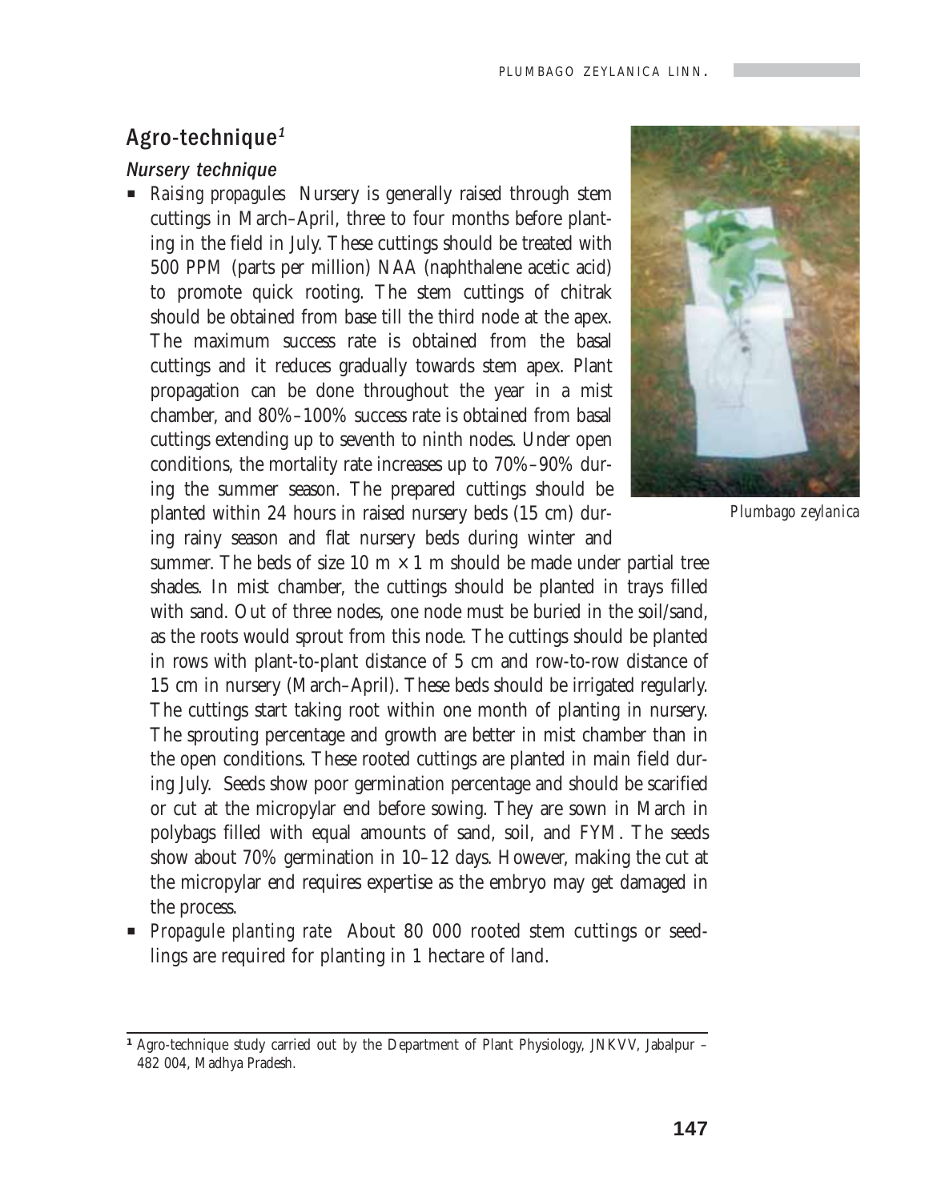## Agro-technique[1]

### *Nursery technique*

- *Raising propagules* Nursery is generally raised through stem cuttings in March–April, three to four months before planting in the field in July. These cuttings should be treated with 500 PPM (parts per million) NAA (naphthalene acetic acid) to promote quick rooting. The stem cuttings of chitrak should be obtained from base till the third node at the apex. The maximum success rate is obtained from the basal cuttings and it reduces gradually towards stem apex. Plant propagation can be done throughout the year in a mist chamber, and 80%–100% success rate is obtained from basal cuttings extending up to seventh to ninth nodes. Under open conditions, the mortality rate increases up to 70%–90% during the summer season. The prepared cuttings should be planted within 24 hours in raised nursery beds (15 cm) during rainy season and flat nursery beds during winter and summer. The beds of size 10 m × 1 m should be made under partial tree shades. In mist chamber, the cuttings should be planted in trays filled with sand. Out of three nodes, one node must be buried in the soil/sand, as the roots would sprout from this node. The cuttings should be planted in rows with plant-to-plant distance of 5 cm and row-to-row distance of 15 cm in nursery (March–April). These beds should be irrigated regularly. The cuttings start taking root within one month of planting in nursery. The sprouting percentage and growth are better in mist chamber than in the open conditions. These rooted cuttings are planted in main field during July. Seeds show poor germination percentage and should be scarified or cut at the micropylar end before sowing. They are sown in March in polybags filled with equal amounts of sand, soil, and FYM. The seeds show about 70% germination in 10–12 days. However, making the cut at the micropylar end requires expertise as the embryo may get damaged in the process.
- *Propagule planting rate* About 80 000 rooted stem cuttings or seedlings are required for planting in 1 hectare of land.

*Plumbago zeylanica*

[1] Agro-technique study carried out by the Department of Plant Physiology, JNKVV, Jabalpur – 482 004, Madhya Pradesh.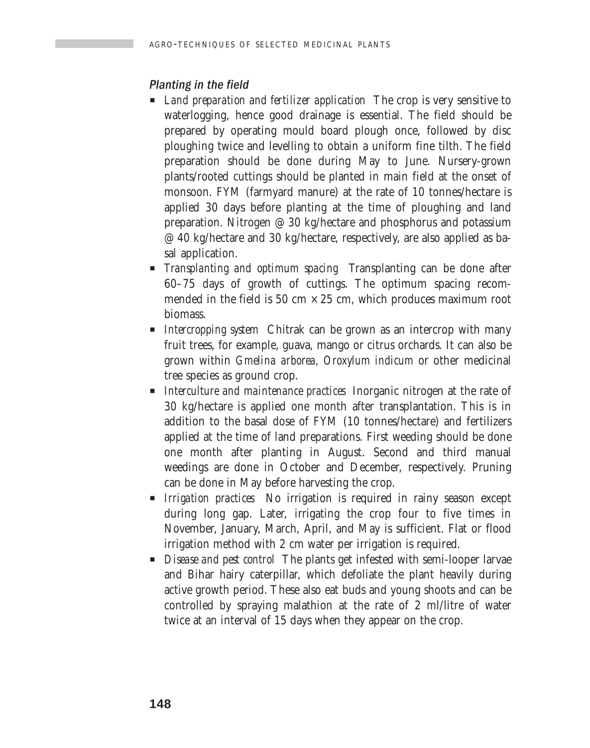### *Planting in the field*

- *Land preparation and fertilizer application* The crop is very sensitive to waterlogging, hence good drainage is essential. The field should be prepared by operating mould board plough once, followed by disc ploughing twice and levelling to obtain a uniform fine tilth. The field preparation should be done during May to June. Nursery-grown plants/rooted cuttings should be planted in main field at the onset of monsoon. FYM (farmyard manure) at the rate of 10 tonnes/hectare is applied 30 days before planting at the time of ploughing and land preparation. Nitrogen @ 30 kg/hectare and phosphorus and potassium @ 40 kg/hectare and 30 kg/hectare, respectively, are also applied as basal application.
- *Transplanting and optimum spacing* Transplanting can be done after 60–75 days of growth of cuttings. The optimum spacing recommended in the field is 50 cm × 25 cm, which produces maximum root biomass.
- *Intercropping system* Chitrak can be grown as an intercrop with many fruit trees, for example, guava, mango or citrus orchards. It can also be grown within *Gmelina arborea, Oroxylum indicum* or other medicinal tree species as ground crop.
- *Interculture and maintenance practices* Inorganic nitrogen at the rate of 30 kg/hectare is applied one month after transplantation. This is in addition to the basal dose of FYM (10 tonnes/hectare) and fertilizers applied at the time of land preparations. First weeding should be done one month after planting in August. Second and third manual weedings are done in October and December, respectively. Pruning can be done in May before harvesting the crop.
- *Irrigation practices* No irrigation is required in rainy season except during long gap. Later, irrigating the crop four to five times in November, January, March, April, and May is sufficient. Flat or flood irrigation method with 2 cm water per irrigation is required.
- *Disease and pest control* The plants get infested with semi-looper larvae and Bihar hairy caterpillar, which defoliate the plant heavily during active growth period. These also eat buds and young shoots and can be controlled by spraying malathion at the rate of 2 ml/litre of water twice at an interval of 15 days when they appear on the crop.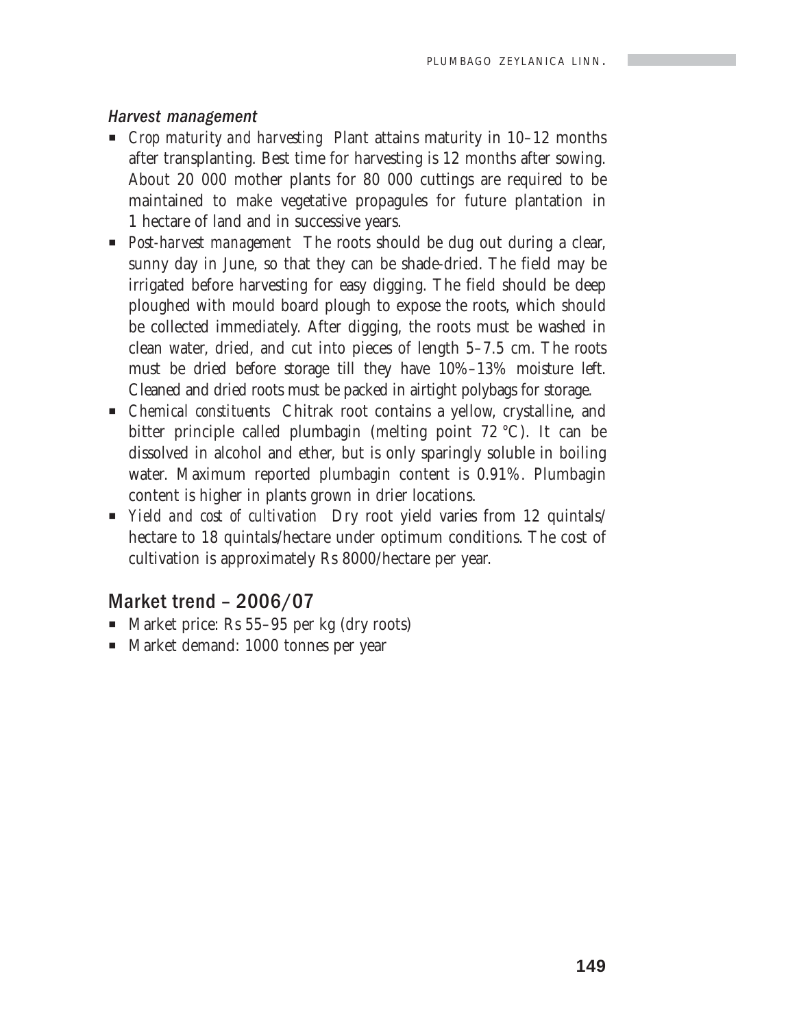### *Harvest management*

- *Crop maturity and harvesting* Plant attains maturity in 10–12 months after transplanting. Best time for harvesting is 12 months after sowing. About 20 000 mother plants for 80 000 cuttings are required to be maintained to make vegetative propagules for future plantation in 1 hectare of land and in successive years.
- *Post-harvest management* The roots should be dug out during a clear, sunny day in June, so that they can be shade-dried. The field may be irrigated before harvesting for easy digging. The field should be deep ploughed with mould board plough to expose the roots, which should be collected immediately. After digging, the roots must be washed in clean water, dried, and cut into pieces of length 5–7.5 cm. The roots must be dried before storage till they have 10%–13% moisture left. Cleaned and dried roots must be packed in airtight polybags for storage.
- *Chemical constituents* Chitrak root contains a yellow, crystalline, and bitter principle called plumbagin (melting point 72 °C). It can be dissolved in alcohol and ether, but is only sparingly soluble in boiling water. Maximum reported plumbagin content is 0.91%. Plumbagin content is higher in plants grown in drier locations.
- *Yield and cost of cultivation* Dry root yield varies from 12 quintals/hectare to 18 quintals/hectare under optimum conditions. The cost of cultivation is approximately Rs 8000/hectare per year.

## Market trend – 2006/07

- Market price: Rs 55–95 per kg (dry roots)
- Market demand: 1000 tonnes per year